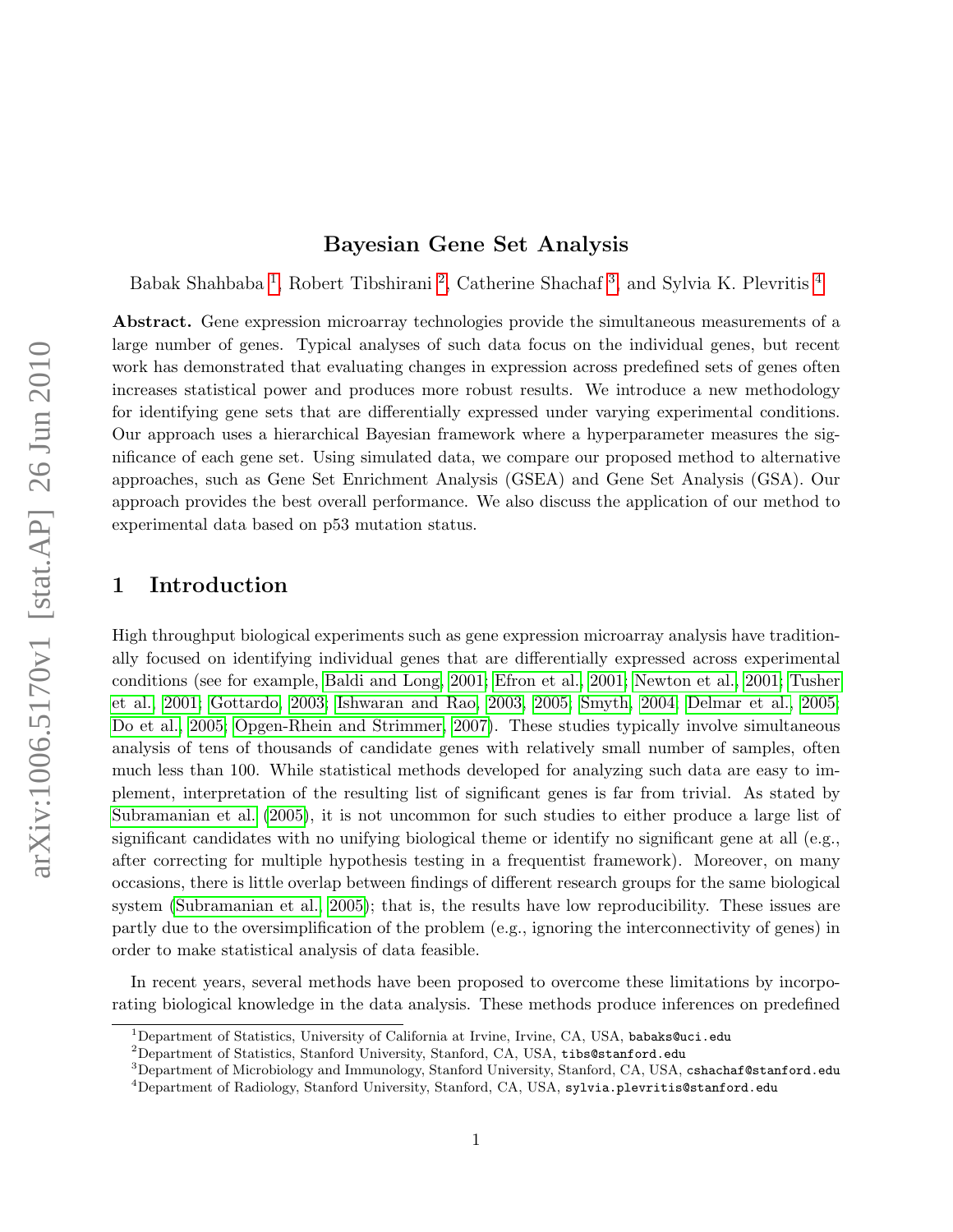# Bayesian Gene Set Analysis

Babak Shahbaba [1], Robert Tibshirani [2], Catherine Shachaf [3], and Sylvia K. Plevritis [4]

**Abstract.** Gene expression microarray technologies provide the simultaneous measurements of a large number of genes. Typical analyses of such data focus on the individual genes, but recent work has demonstrated that evaluating changes in expression across predefined sets of genes often increases statistical power and produces more robust results. We introduce a new methodology for identifying gene sets that are differentially expressed under varying experimental conditions. Our approach uses a hierarchical Bayesian framework where a hyperparameter measures the significance of each gene set. Using simulated data, we compare our proposed method to alternative approaches, such as Gene Set Enrichment Analysis (GSEA) and Gene Set Analysis (GSA). Our approach provides the best overall performance. We also discuss the application of our method to experimental data based on p53 mutation status.

## 1 Introduction

High throughput biological experiments such as gene expression microarray analysis have traditionally focused on identifying individual genes that are differentially expressed across experimental conditions (see for example, Baldi and Long, 2001; Efron et al., 2001; Newton et al., 2001; Tusher et al., 2001; Gottardo, 2003; Ishwaran and Rao, 2003, 2005; Smyth, 2004; Delmar et al., 2005; Do et al., 2005; Opgen-Rhein and Strimmer, 2007). These studies typically involve simultaneous analysis of tens of thousands of candidate genes with relatively small number of samples, often much less than 100. While statistical methods developed for analyzing such data are easy to implement, interpretation of the resulting list of significant genes is far from trivial. As stated by Subramanian et al. (2005), it is not uncommon for such studies to either produce a large list of significant candidates with no unifying biological theme or identify no significant gene at all (e.g., after correcting for multiple hypothesis testing in a frequentist framework). Moreover, on many occasions, there is little overlap between findings of different research groups for the same biological system (Subramanian et al., 2005); that is, the results have low reproducibility. These issues are partly due to the oversimplification of the problem (e.g., ignoring the interconnectivity of genes) in order to make statistical analysis of data feasible.

In recent years, several methods have been proposed to overcome these limitations by incorporating biological knowledge in the data analysis. These methods produce inferences on predefined

[1] Department of Statistics, University of California at Irvine, Irvine, CA, USA, babaks@uci.edu

[2] Department of Statistics, Stanford University, Stanford, CA, USA, tibs@stanford.edu

[3] Department of Microbiology and Immunology, Stanford University, Stanford, CA, USA, cshachaf@stanford.edu

[4] Department of Radiology, Stanford University, Stanford, CA, USA, sylvia.plevritis@stanford.edu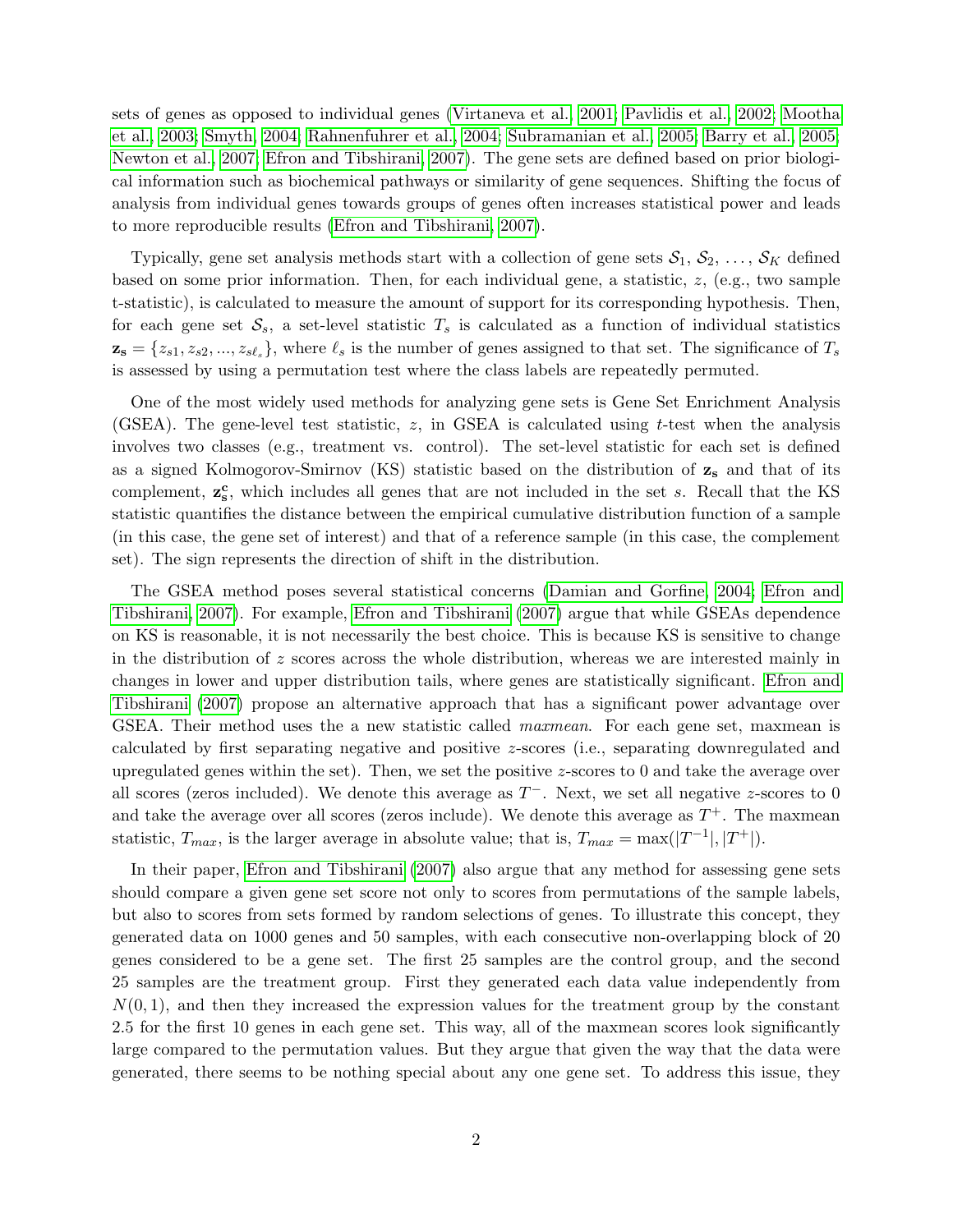sets of genes as opposed to individual genes (Virtaneva et al., 2001; Pavlidis et al., 2002; Mootha et al., 2003; Smyth, 2004; Rahnenfuhrer et al., 2004; Subramanian et al., 2005; Barry et al., 2005; Newton et al., 2007; Efron and Tibshirani, 2007). The gene sets are defined based on prior biological information such as biochemical pathways or similarity of gene sequences. Shifting the focus of analysis from individual genes towards groups of genes often increases statistical power and leads to more reproducible results (Efron and Tibshirani, 2007).

Typically, gene set analysis methods start with a collection of gene sets $\mathcal{S}_1, \mathcal{S}_2, \ldots, \mathcal{S}_K$ defined based on some prior information. Then, for each individual gene, a statistic, $z$, (e.g., two sample t-statistic), is calculated to measure the amount of support for its corresponding hypothesis. Then, for each gene set $\mathcal{S}_s$, a set-level statistic $T_s$ is calculated as a function of individual statistics $\mathbf{z_s} = \{z_{s1}, z_{s2}, ..., z_{s\ell_s}\}$, where $\ell_s$ is the number of genes assigned to that set. The significance of $T_s$ is assessed by using a permutation test where the class labels are repeatedly permuted.

One of the most widely used methods for analyzing gene sets is Gene Set Enrichment Analysis (GSEA). The gene-level test statistic, $z$, in GSEA is calculated using $t$-test when the analysis involves two classes (e.g., treatment vs. control). The set-level statistic for each set is defined as a signed Kolmogorov-Smirnov (KS) statistic based on the distribution of $\mathbf{z_s}$ and that of its complement, $\mathbf{z_s^c}$, which includes all genes that are not included in the set $s$. Recall that the KS statistic quantifies the distance between the empirical cumulative distribution function of a sample (in this case, the gene set of interest) and that of a reference sample (in this case, the complement set). The sign represents the direction of shift in the distribution.

The GSEA method poses several statistical concerns (Damian and Gorfine, 2004; Efron and Tibshirani, 2007). For example, Efron and Tibshirani (2007) argue that while GSEAs dependence on KS is reasonable, it is not necessarily the best choice. This is because KS is sensitive to change in the distribution of $z$ scores across the whole distribution, whereas we are interested mainly in changes in lower and upper distribution tails, where genes are statistically significant. Efron and Tibshirani (2007) propose an alternative approach that has a significant power advantage over GSEA. Their method uses the a new statistic called *maxmean*. For each gene set, maxmean is calculated by first separating negative and positive $z$-scores (i.e., separating downregulated and upregulated genes within the set). Then, we set the positive $z$-scores to 0 and take the average over all scores (zeros included). We denote this average as $T^{-}$. Next, we set all negative $z$-scores to 0 and take the average over all scores (zeros include). We denote this average as $T^{+}$. The maxmean statistic, $T_{max}$, is the larger average in absolute value; that is, $T_{max} = \max(|T^{-1}|, |T^{+}|)$.

In their paper, Efron and Tibshirani (2007) also argue that any method for assessing gene sets should compare a given gene set score not only to scores from permutations of the sample labels, but also to scores from sets formed by random selections of genes. To illustrate this concept, they generated data on 1000 genes and 50 samples, with each consecutive non-overlapping block of 20 genes considered to be a gene set. The first 25 samples are the control group, and the second 25 samples are the treatment group. First they generated each data value independently from $N(0, 1)$, and then they increased the expression values for the treatment group by the constant 2.5 for the first 10 genes in each gene set. This way, all of the maxmean scores look significantly large compared to the permutation values. But they argue that given the way that the data were generated, there seems to be nothing special about any one gene set. To address this issue, they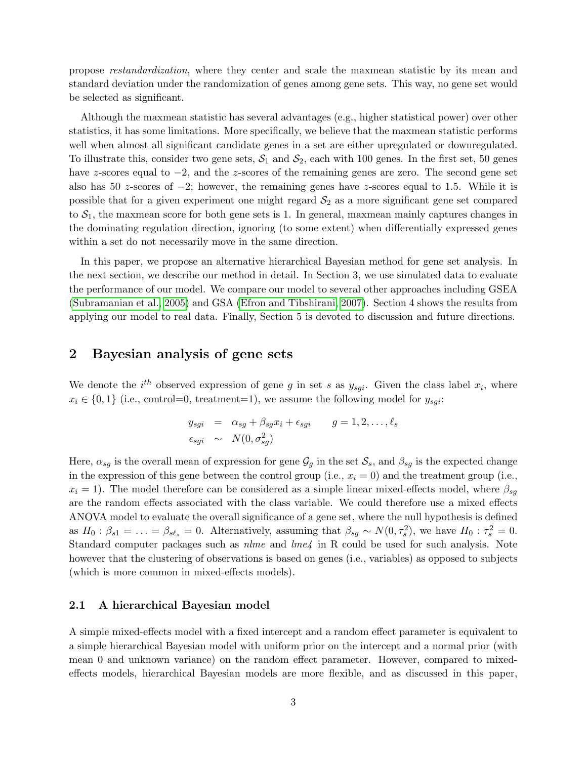propose *restandardization*, where they center and scale the maxmean statistic by its mean and standard deviation under the randomization of genes among gene sets. This way, no gene set would be selected as significant.

Although the maxmean statistic has several advantages (e.g., higher statistical power) over other statistics, it has some limitations. More specifically, we believe that the maxmean statistic performs well when almost all significant candidate genes in a set are either upregulated or downregulated. To illustrate this, consider two gene sets, $\mathcal{S}_1$ and $\mathcal{S}_2$, each with 100 genes. In the first set, 50 genes have $z$-scores equal to $-2$, and the $z$-scores of the remaining genes are zero. The second gene set also has 50 $z$-scores of $-2$; however, the remaining genes have $z$-scores equal to 1.5. While it is possible that for a given experiment one might regard $\mathcal{S}_2$ as a more significant gene set compared to $\mathcal{S}_1$, the maxmean score for both gene sets is 1. In general, maxmean mainly captures changes in the dominating regulation direction, ignoring (to some extent) when differentially expressed genes within a set do not necessarily move in the same direction.

In this paper, we propose an alternative hierarchical Bayesian method for gene set analysis. In the next section, we describe our method in detail. In Section 3, we use simulated data to evaluate the performance of our model. We compare our model to several other approaches including GSEA (Subramanian et al., 2005) and GSA (Efron and Tibshirani, 2007). Section 4 shows the results from applying our model to real data. Finally, Section 5 is devoted to discussion and future directions.

## 2 Bayesian analysis of gene sets

We denote the $i^{th}$ observed expression of gene $g$ in set $s$ as $y_{sgi}$. Given the class label $x_i$, where $x_i \in \{0, 1\}$ (i.e., control=0, treatment=1), we assume the following model for $y_{sgi}$:

$$
\begin{aligned}
y_{sgi} &= \alpha_{sg} + \beta_{sg} x_i + \epsilon_{sgi} \qquad g = 1, 2, \ldots, \ell_s \\
\epsilon_{sgi} &\sim N(0, \sigma^2_{sg})
\end{aligned}
$$

Here, $\alpha_{sg}$ is the overall mean of expression for gene $\mathcal{G}_g$ in the set $\mathcal{S}_s$, and $\beta_{sg}$ is the expected change in the expression of this gene between the control group (i.e., $x_i = 0$) and the treatment group (i.e., $x_i = 1$). The model therefore can be considered as a simple linear mixed-effects model, where $\beta_{sg}$ are the random effects associated with the class variable. We could therefore use a mixed effects ANOVA model to evaluate the overall significance of a gene set, where the null hypothesis is defined as $H_0 : \beta_{s1} = \ldots = \beta_{s\ell_s} = 0$. Alternatively, assuming that $\beta_{sg} \sim N(0, \tau^2_s)$, we have $H_0 : \tau^2_s = 0$. Standard computer packages such as *nlme* and *lme4* in R could be used for such analysis. Note however that the clustering of observations is based on genes (i.e., variables) as opposed to subjects (which is more common in mixed-effects models).

### 2.1 A hierarchical Bayesian model

A simple mixed-effects model with a fixed intercept and a random effect parameter is equivalent to a simple hierarchical Bayesian model with uniform prior on the intercept and a normal prior (with mean 0 and unknown variance) on the random effect parameter. However, compared to mixed-effects models, hierarchical Bayesian models are more flexible, and as discussed in this paper,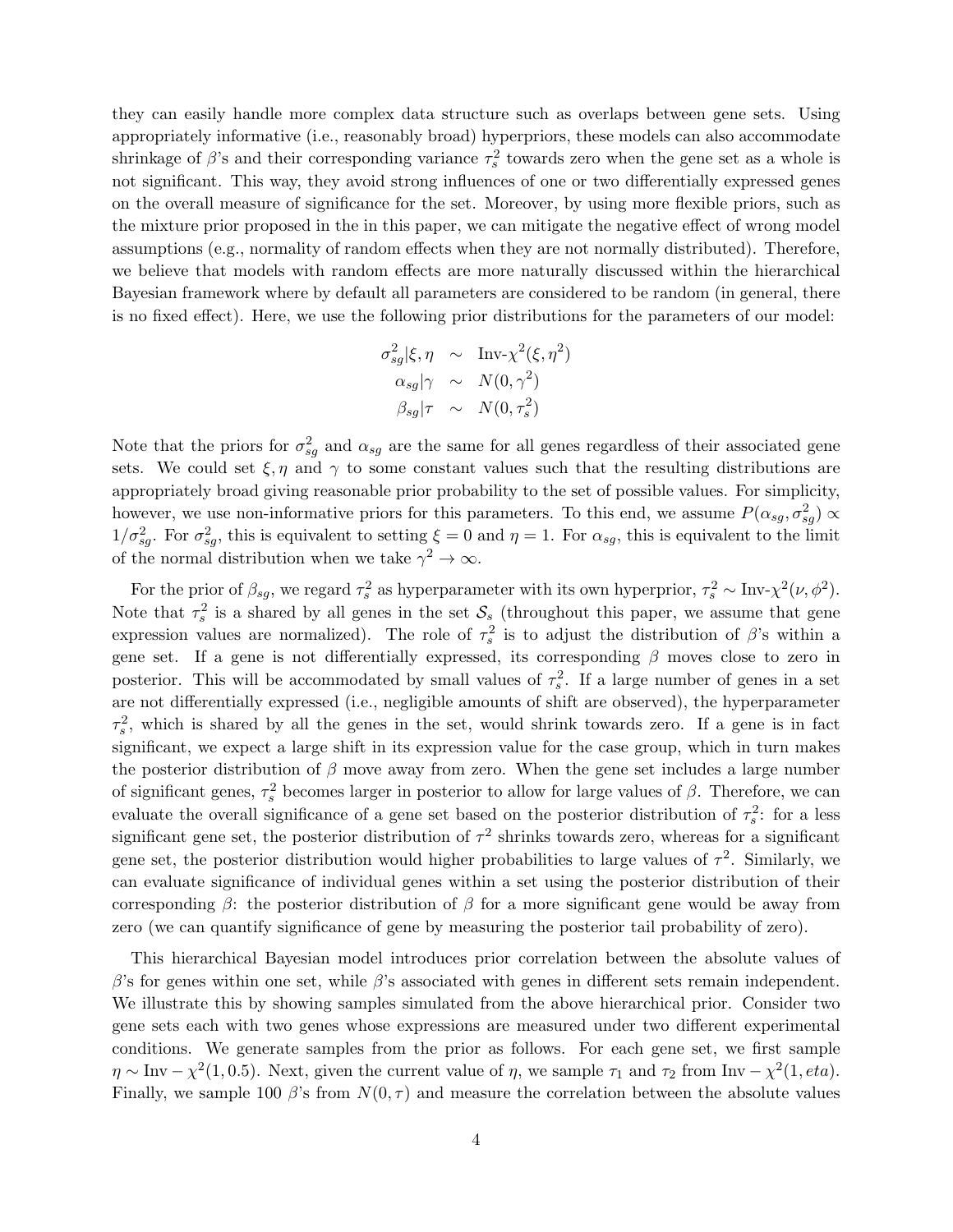they can easily handle more complex data structure such as overlaps between gene sets. Using appropriately informative (i.e., reasonably broad) hyperpriors, these models can also accommodate shrinkage of $\beta$'s and their corresponding variance $\tau_s^2$ towards zero when the gene set as a whole is not significant. This way, they avoid strong influences of one or two differentially expressed genes on the overall measure of significance for the set. Moreover, by using more flexible priors, such as the mixture prior proposed in the in this paper, we can mitigate the negative effect of wrong model assumptions (e.g., normality of random effects when they are not normally distributed). Therefore, we believe that models with random effects are more naturally discussed within the hierarchical Bayesian framework where by default all parameters are considered to be random (in general, there is no fixed effect). Here, we use the following prior distributions for the parameters of our model:

$$
\begin{aligned}
\sigma_{sg}^2|\xi,\eta &\sim \text{Inv-}\chi^2(\xi,\eta^2) \\
\alpha_{sg}|\gamma &\sim N(0,\gamma^2) \\
\beta_{sg}|\tau &\sim N(0,\tau_s^2)
\end{aligned}
$$

Note that the priors for $\sigma_{sg}^2$ and $\alpha_{sg}$ are the same for all genes regardless of their associated gene sets. We could set $\xi, \eta$ and $\gamma$ to some constant values such that the resulting distributions are appropriately broad giving reasonable prior probability to the set of possible values. For simplicity, however, we use non-informative priors for this parameters. To this end, we assume $P(\alpha_{sg}, \sigma_{sg}^2) \propto 1/\sigma_{sg}^2$. For $\sigma_{sg}^2$, this is equivalent to setting $\xi = 0$ and $\eta = 1$. For $\alpha_{sg}$, this is equivalent to the limit of the normal distribution when we take $\gamma^2 \to \infty$.

For the prior of $\beta_{sg}$, we regard $\tau_s^2$ as hyperparameter with its own hyperprior, $\tau_s^2 \sim \text{Inv-}\chi^2(\nu, \phi^2)$. Note that $\tau_s^2$ is a shared by all genes in the set $\mathcal{S}_s$ (throughout this paper, we assume that gene expression values are normalized). The role of $\tau_s^2$ is to adjust the distribution of $\beta$'s within a gene set. If a gene is not differentially expressed, its corresponding $\beta$ moves close to zero in posterior. This will be accommodated by small values of $\tau_s^2$. If a large number of genes in a set are not differentially expressed (i.e., negligible amounts of shift are observed), the hyperparameter $\tau_s^2$, which is shared by all the genes in the set, would shrink towards zero. If a gene is in fact significant, we expect a large shift in its expression value for the case group, which in turn makes the posterior distribution of $\beta$ move away from zero. When the gene set includes a large number of significant genes, $\tau_s^2$ becomes larger in posterior to allow for large values of $\beta$. Therefore, we can evaluate the overall significance of a gene set based on the posterior distribution of $\tau_s^2$: for a less significant gene set, the posterior distribution of $\tau^2$ shrinks towards zero, whereas for a significant gene set, the posterior distribution would higher probabilities to large values of $\tau^2$. Similarly, we can evaluate significance of individual genes within a set using the posterior distribution of their corresponding $\beta$: the posterior distribution of $\beta$ for a more significant gene would be away from zero (we can quantify significance of gene by measuring the posterior tail probability of zero).

This hierarchical Bayesian model introduces prior correlation between the absolute values of $\beta$'s for genes within one set, while $\beta$'s associated with genes in different sets remain independent. We illustrate this by showing samples simulated from the above hierarchical prior. Consider two gene sets each with two genes whose expressions are measured under two different experimental conditions. We generate samples from the prior as follows. For each gene set, we first sample $\eta \sim \text{Inv}-\chi^2(1, 0.5)$. Next, given the current value of $\eta$, we sample $\tau_1$ and $\tau_2$ from $\text{Inv}-\chi^2(1, eta)$. Finally, we sample 100 $\beta$'s from $N(0, \tau)$ and measure the correlation between the absolute values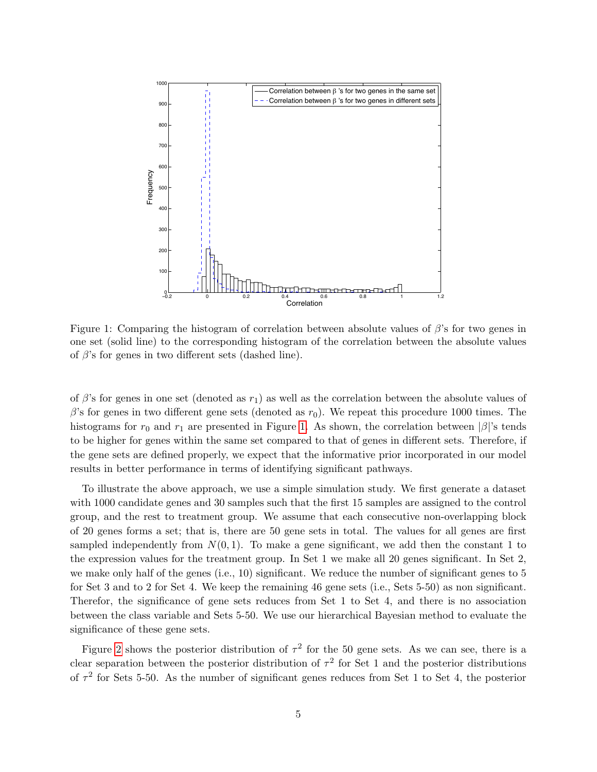Figure 1: Comparing the histogram of correlation between absolute values of $\beta$'s for two genes in one set (solid line) to the corresponding histogram of the correlation between the absolute values of $\beta$'s for genes in two different sets (dashed line).

of $\beta$'s for genes in one set (denoted as $r_1$) as well as the correlation between the absolute values of $\beta$'s for genes in two different gene sets (denoted as $r_0$). We repeat this procedure 1000 times. The histograms for $r_0$ and $r_1$ are presented in Figure 1. As shown, the correlation between $|\beta|$'s tends to be higher for genes within the same set compared to that of genes in different sets. Therefore, if the gene sets are defined properly, we expect that the informative prior incorporated in our model results in better performance in terms of identifying significant pathways.

To illustrate the above approach, we use a simple simulation study. We first generate a dataset with 1000 candidate genes and 30 samples such that the first 15 samples are assigned to the control group, and the rest to treatment group. We assume that each consecutive non-overlapping block of 20 genes forms a set; that is, there are 50 gene sets in total. The values for all genes are first sampled independently from $N(0, 1)$. To make a gene significant, we add then the constant 1 to the expression values for the treatment group. In Set 1 we make all 20 genes significant. In Set 2, we make only half of the genes (i.e., 10) significant. We reduce the number of significant genes to 5 for Set 3 and to 2 for Set 4. We keep the remaining 46 gene sets (i.e., Sets 5-50) as non significant. Therefor, the significance of gene sets reduces from Set 1 to Set 4, and there is no association between the class variable and Sets 5-50. We use our hierarchical Bayesian method to evaluate the significance of these gene sets.

Figure 2 shows the posterior distribution of $\tau^2$ for the 50 gene sets. As we can see, there is a clear separation between the posterior distribution of $\tau^2$ for Set 1 and the posterior distributions of $\tau^2$ for Sets 5-50. As the number of significant genes reduces from Set 1 to Set 4, the posterior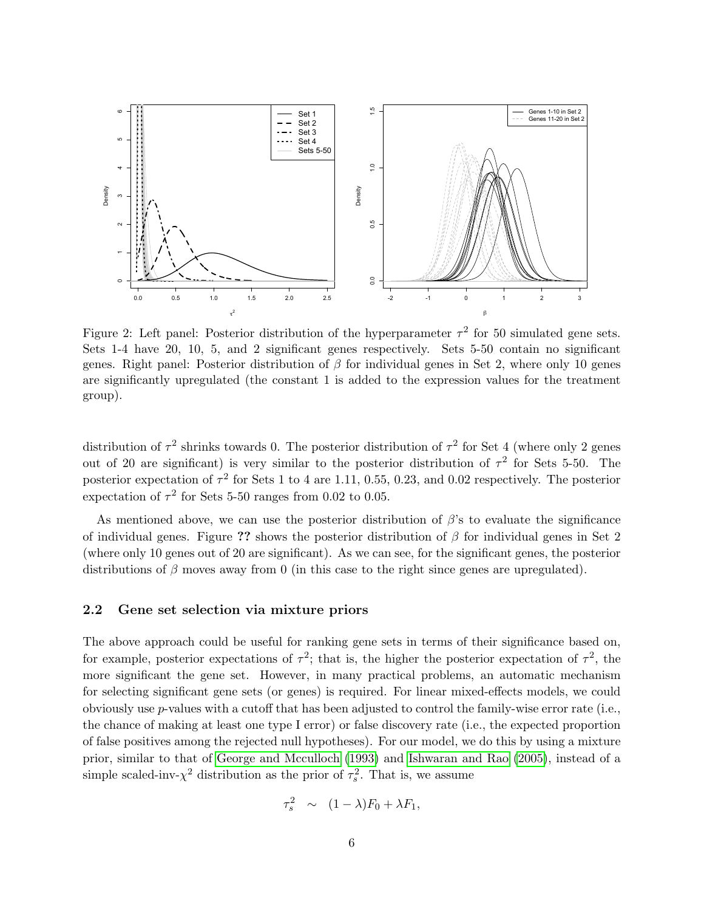Figure 2: Left panel: Posterior distribution of the hyperparameter $\tau^2$ for 50 simulated gene sets. Sets 1-4 have 20, 10, 5, and 2 significant genes respectively. Sets 5-50 contain no significant genes. Right panel: Posterior distribution of $\beta$ for individual genes in Set 2, where only 10 genes are significantly upregulated (the constant 1 is added to the expression values for the treatment group).

distribution of $\tau^2$ shrinks towards 0. The posterior distribution of $\tau^2$ for Set 4 (where only 2 genes out of 20 are significant) is very similar to the posterior distribution of $\tau^2$ for Sets 5-50. The posterior expectation of $\tau^2$ for Sets 1 to 4 are 1.11, 0.55, 0.23, and 0.02 respectively. The posterior expectation of $\tau^2$ for Sets 5-50 ranges from 0.02 to 0.05.

As mentioned above, we can use the posterior distribution of $\beta$'s to evaluate the significance of individual genes. Figure **??** shows the posterior distribution of $\beta$ for individual genes in Set 2 (where only 10 genes out of 20 are significant). As we can see, for the significant genes, the posterior distributions of $\beta$ moves away from 0 (in this case to the right since genes are upregulated).

## 2.2 Gene set selection via mixture priors

The above approach could be useful for ranking gene sets in terms of their significance based on, for example, posterior expectations of $\tau^2$; that is, the higher the posterior expectation of $\tau^2$, the more significant the gene set. However, in many practical problems, an automatic mechanism for selecting significant gene sets (or genes) is required. For linear mixed-effects models, we could obviously use $p$-values with a cutoff that has been adjusted to control the family-wise error rate (i.e., the chance of making at least one type I error) or false discovery rate (i.e., the expected proportion of false positives among the rejected null hypotheses). For our model, we do this by using a mixture prior, similar to that of George and Mcculloch (1993) and Ishwaran and Rao (2005), instead of a simple scaled-inv-$\chi^2$ distribution as the prior of $\tau_s^2$. That is, we assume

$$\tau_s^2 \sim (1-\lambda)F_0 + \lambda F_1,$$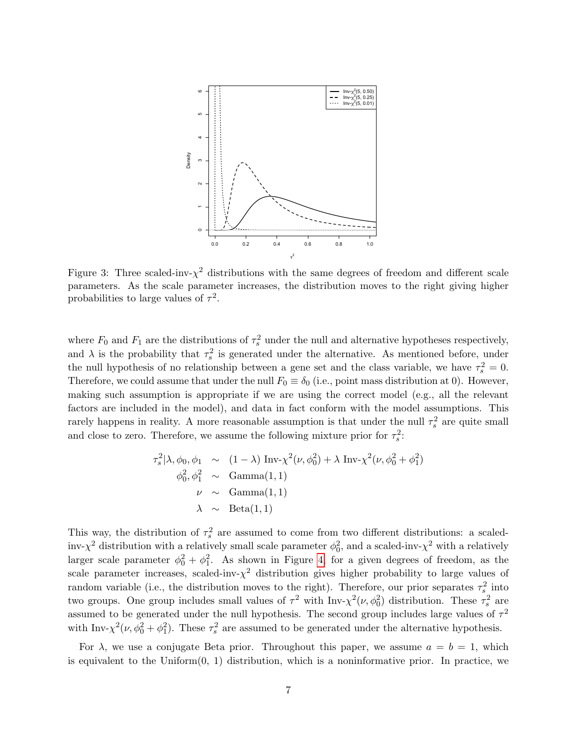Figure 3: Three scaled-inv-$\chi^2$ distributions with the same degrees of freedom and different scale parameters. As the scale parameter increases, the distribution moves to the right giving higher probabilities to large values of $\tau^2$.

where $F_0$ and $F_1$ are the distributions of $\tau_s^2$ under the null and alternative hypotheses respectively, and $\lambda$ is the probability that $\tau_s^2$ is generated under the alternative. As mentioned before, under the null hypothesis of no relationship between a gene set and the class variable, we have $\tau_s^2 = 0$. Therefore, we could assume that under the null $F_0 \equiv \delta_0$ (i.e., point mass distribution at 0). However, making such assumption is appropriate if we are using the correct model (e.g., all the relevant factors are included in the model), and data in fact conform with the model assumptions. This rarely happens in reality. A more reasonable assumption is that under the null $\tau_s^2$ are quite small and close to zero. Therefore, we assume the following mixture prior for $\tau_s^2$:

$$
\begin{aligned}
\tau_s^2 | \lambda, \phi_0, \phi_1 &\sim (1-\lambda) \text{ Inv-}\chi^2(\nu, \phi_0^2) + \lambda \text{ Inv-}\chi^2(\nu, \phi_0^2 + \phi_1^2) \\
\phi_0^2, \phi_1^2 &\sim \text{Gamma}(1, 1) \\
\nu &\sim \text{Gamma}(1, 1) \\
\lambda &\sim \text{Beta}(1, 1)
\end{aligned}
$$

This way, the distribution of $\tau_s^2$ are assumed to come from two different distributions: a scaled-inv-$\chi^2$ distribution with a relatively small scale parameter $\phi_0^2$, and a scaled-inv-$\chi^2$ with a relatively larger scale parameter $\phi_0^2 + \phi_1^2$. As shown in Figure 4, for a given degrees of freedom, as the scale parameter increases, scaled-inv-$\chi^2$ distribution gives higher probability to large values of random variable (i.e., the distribution moves to the right). Therefore, our prior separates $\tau_s^2$ into two groups. One group includes small values of $\tau^2$ with Inv-$\chi^2(\nu, \phi_0^2)$ distribution. These $\tau_s^2$ are assumed to be generated under the null hypothesis. The second group includes large values of $\tau^2$ with Inv-$\chi^2(\nu, \phi_0^2 + \phi_1^2)$. These $\tau_s^2$ are assumed to be generated under the alternative hypothesis.

For $\lambda$, we use a conjugate Beta prior. Throughout this paper, we assume $a = b = 1$, which is equivalent to the Uniform(0, 1) distribution, which is a noninformative prior. In practice, we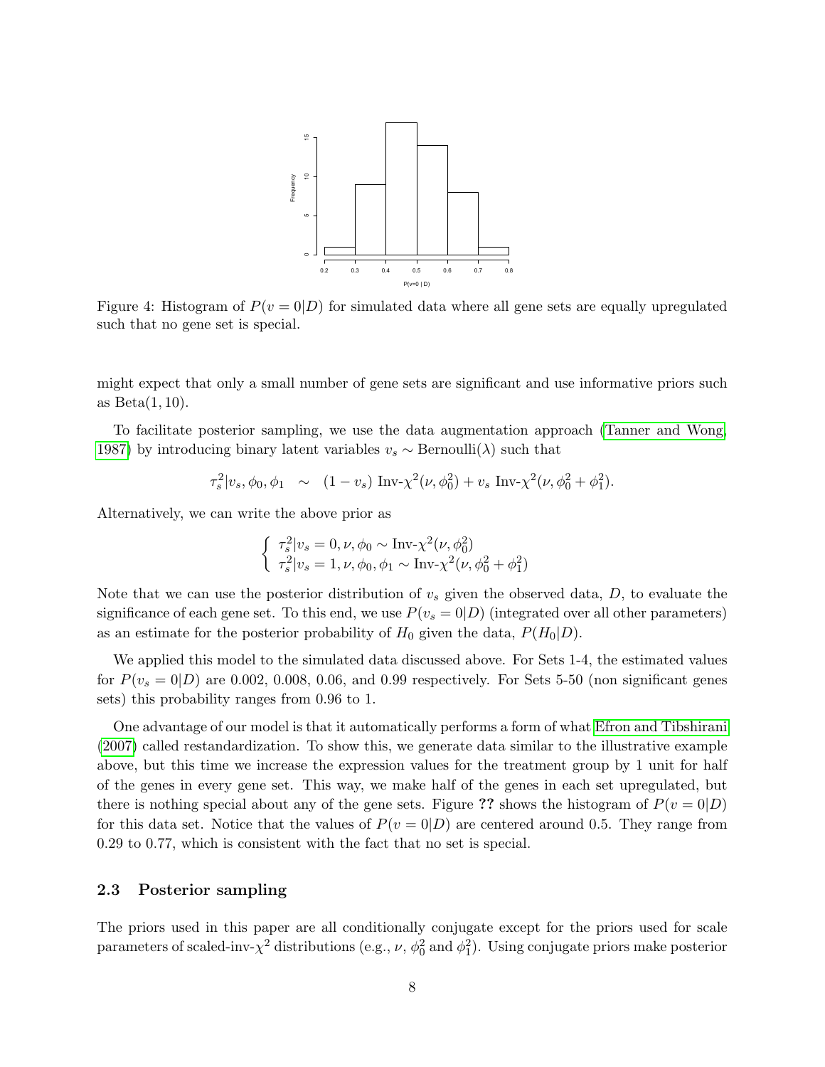Figure 4: Histogram of $P(v = 0|D)$ for simulated data where all gene sets are equally upregulated such that no gene set is special.

might expect that only a small number of gene sets are significant and use informative priors such as Beta(1, 10).

To facilitate posterior sampling, we use the data augmentation approach (Tanner and Wong, 1987) by introducing binary latent variables $v_s \sim \text{Bernoulli}(\lambda)$ such that

$$\tau_s^2|v_s, \phi_0, \phi_1 \quad \sim \quad (1 - v_s) \text{ Inv-}\chi^2(\nu, \phi_0^2) + v_s \text{ Inv-}\chi^2(\nu, \phi_0^2 + \phi_1^2).$$

Alternatively, we can write the above prior as

$$\begin{cases} \tau_s^2|v_s = 0, \nu, \phi_0 \sim \text{Inv-}\chi^2(\nu, \phi_0^2) \\ \tau_s^2|v_s = 1, \nu, \phi_0, \phi_1 \sim \text{Inv-}\chi^2(\nu, \phi_0^2 + \phi_1^2) \end{cases}$$

Note that we can use the posterior distribution of $v_s$ given the observed data, $D$, to evaluate the significance of each gene set. To this end, we use $P(v_s = 0|D)$ (integrated over all other parameters) as an estimate for the posterior probability of $H_0$ given the data, $P(H_0|D)$.

We applied this model to the simulated data discussed above. For Sets 1-4, the estimated values for $P(v_s = 0|D)$ are 0.002, 0.008, 0.06, and 0.99 respectively. For Sets 5-50 (non significant genes sets) this probability ranges from 0.96 to 1.

One advantage of our model is that it automatically performs a form of what Efron and Tibshirani (2007) called restandardization. To show this, we generate data similar to the illustrative example above, but this time we increase the expression values for the treatment group by 1 unit for half of the genes in every gene set. This way, we make half of the genes in each set upregulated, but there is nothing special about any of the gene sets. Figure **??** shows the histogram of $P(v = 0|D)$ for this data set. Notice that the values of $P(v = 0|D)$ are centered around 0.5. They range from 0.29 to 0.77, which is consistent with the fact that no set is special.

### 2.3 Posterior sampling

The priors used in this paper are all conditionally conjugate except for the priors used for scale parameters of scaled-inv-$\chi^2$ distributions (e.g., $\nu$, $\phi_0^2$ and $\phi_1^2$). Using conjugate priors make posterior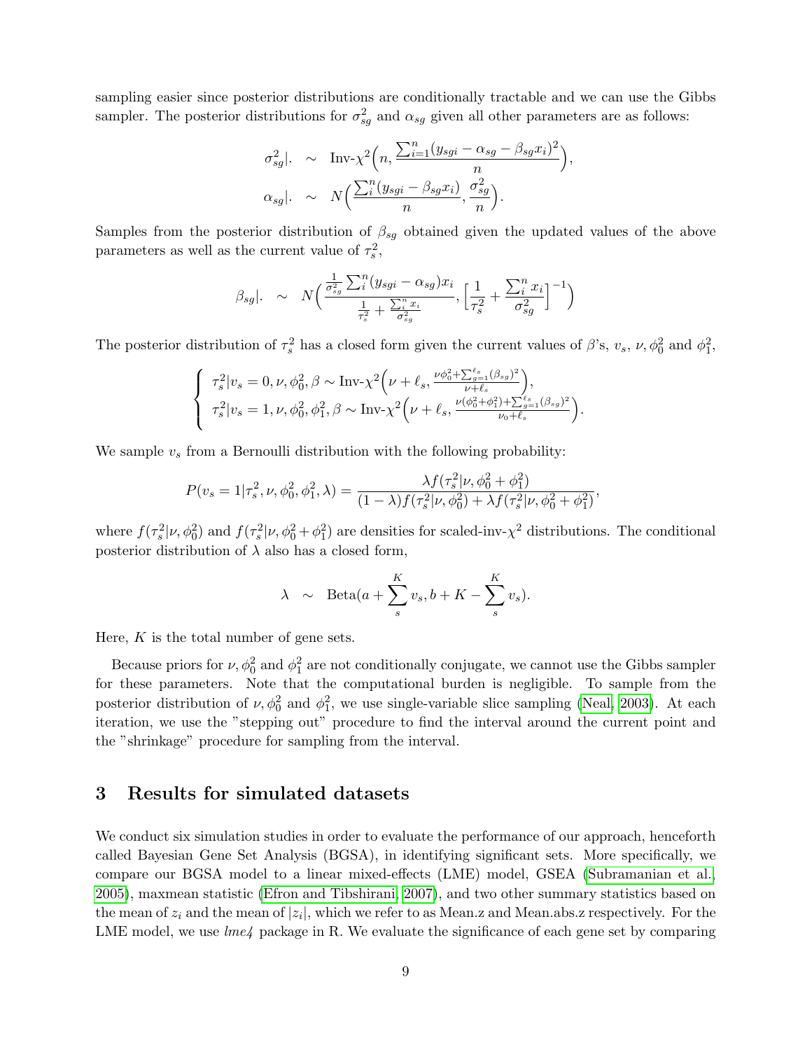sampling easier since posterior distributions are conditionally tractable and we can use the Gibbs sampler. The posterior distributions for $\sigma^2_{sg}$ and $\alpha_{sg}$ given all other parameters are as follows:

$$
\begin{aligned}
\sigma^2_{sg}|. &\sim \text{Inv-}\chi^2\Big(n, \frac{\sum_{i=1}^n (y_{sgi} - \alpha_{sg} - \beta_{sg} x_i)^2}{n}\Big), \\
\alpha_{sg}|. &\sim N\Big(\frac{\sum_i^n (y_{sgi} - \beta_{sg} x_i)}{n}, \frac{\sigma^2_{sg}}{n}\Big).
\end{aligned}
$$

Samples from the posterior distribution of $\beta_{sg}$ obtained given the updated values of the above parameters as well as the current value of $\tau^2_s$,

$$
\beta_{sg}|. \sim N\Big(\frac{\frac{1}{\sigma^2_{sg}} \sum_i^n (y_{sgi} - \alpha_{sg}) x_i}{\frac{1}{\tau^2_s} + \frac{\sum_i^n x_i}{\sigma^2_{sg}}}, \Big[\frac{1}{\tau^2_s} + \frac{\sum_i^n x_i}{\sigma^2_{sg}}\Big]^{-1}\Big)
$$

The posterior distribution of $\tau^2_s$ has a closed form given the current values of $\beta$'s, $v_s$, $\nu, \phi^2_0$ and $\phi^2_1$,

$$
\begin{cases}
\tau^2_s | v_s = 0, \nu, \phi^2_0, \beta \sim \text{Inv-}\chi^2\Big(\nu + \ell_s, \frac{\nu\phi^2_0 + \sum_{g=1}^{\ell_s} (\beta_{sg})^2}{\nu + \ell_s}\Big), \\
\tau^2_s | v_s = 1, \nu, \phi^2_0, \phi^2_1, \beta \sim \text{Inv-}\chi^2\Big(\nu + \ell_s, \frac{\nu(\phi^2_0 + \phi^2_1) + \sum_{g=1}^{\ell_s} (\beta_{sg})^2}{\nu_0 + \ell_s}\Big).
\end{cases}
$$

We sample $v_s$ from a Bernoulli distribution with the following probability:

$$
P(v_s = 1 | \tau^2_s, \nu, \phi^2_0, \phi^2_1, \lambda) = \frac{\lambda f(\tau^2_s | \nu, \phi^2_0 + \phi^2_1)}{(1-\lambda) f(\tau^2_s | \nu, \phi^2_0) + \lambda f(\tau^2_s | \nu, \phi^2_0 + \phi^2_1)},
$$

where $f(\tau^2_s | \nu, \phi^2_0)$ and $f(\tau^2_s | \nu, \phi^2_0 + \phi^2_1)$ are densities for scaled-inv-$\chi^2$ distributions. The conditional posterior distribution of $\lambda$ also has a closed form,

$$
\lambda \sim \text{Beta}(a + \sum_s^K v_s, b + K - \sum_s^K v_s).
$$

Here, $K$ is the total number of gene sets.

Because priors for $\nu, \phi^2_0$ and $\phi^2_1$ are not conditionally conjugate, we cannot use the Gibbs sampler for these parameters. Note that the computational burden is negligible. To sample from the posterior distribution of $\nu, \phi^2_0$ and $\phi^2_1$, we use single-variable slice sampling (Neal, 2003). At each iteration, we use the "stepping out" procedure to find the interval around the current point and the "shrinkage" procedure for sampling from the interval.

## 3 Results for simulated datasets

We conduct six simulation studies in order to evaluate the performance of our approach, henceforth called Bayesian Gene Set Analysis (BGSA), in identifying significant sets. More specifically, we compare our BGSA model to a linear mixed-effects (LME) model, GSEA (Subramanian et al., 2005), maxmean statistic (Efron and Tibshirani, 2007), and two other summary statistics based on the mean of $z_i$ and the mean of $|z_i|$, which we refer to as Mean.z and Mean.abs.z respectively. For the LME model, we use *lme4* package in R. We evaluate the significance of each gene set by comparing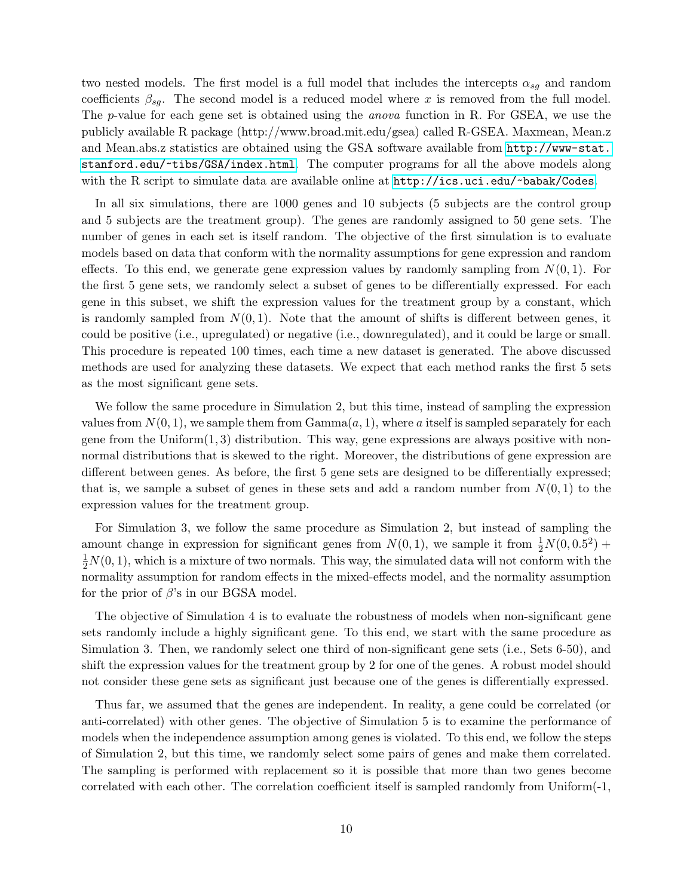two nested models. The first model is a full model that includes the intercepts $\alpha_{sg}$ and random coefficients $\beta_{sg}$. The second model is a reduced model where $x$ is removed from the full model. The $p$-value for each gene set is obtained using the *anova* function in R. For GSEA, we use the publicly available R package (http://www.broad.mit.edu/gsea) called R-GSEA. Maxmean, Mean.z and Mean.abs.z statistics are obtained using the GSA software available from http://www-stat.stanford.edu/~tibs/GSA/index.html. The computer programs for all the above models along with the R script to simulate data are available online at http://ics.uci.edu/~babak/Codes.

In all six simulations, there are 1000 genes and 10 subjects (5 subjects are the control group and 5 subjects are the treatment group). The genes are randomly assigned to 50 gene sets. The number of genes in each set is itself random. The objective of the first simulation is to evaluate models based on data that conform with the normality assumptions for gene expression and random effects. To this end, we generate gene expression values by randomly sampling from $N(0, 1)$. For the first 5 gene sets, we randomly select a subset of genes to be differentially expressed. For each gene in this subset, we shift the expression values for the treatment group by a constant, which is randomly sampled from $N(0, 1)$. Note that the amount of shifts is different between genes, it could be positive (i.e., upregulated) or negative (i.e., downregulated), and it could be large or small. This procedure is repeated 100 times, each time a new dataset is generated. The above discussed methods are used for analyzing these datasets. We expect that each method ranks the first 5 sets as the most significant gene sets.

We follow the same procedure in Simulation 2, but this time, instead of sampling the expression values from $N(0, 1)$, we sample them from $\text{Gamma}(a, 1)$, where $a$ itself is sampled separately for each gene from the $\text{Uniform}(1, 3)$ distribution. This way, gene expressions are always positive with non-normal distributions that is skewed to the right. Moreover, the distributions of gene expression are different between genes. As before, the first 5 gene sets are designed to be differentially expressed; that is, we sample a subset of genes in these sets and add a random number from $N(0, 1)$ to the expression values for the treatment group.

For Simulation 3, we follow the same procedure as Simulation 2, but instead of sampling the amount change in expression for significant genes from $N(0, 1)$, we sample it from $\frac{1}{2}N(0, 0.5^2) + \frac{1}{2}N(0, 1)$, which is a mixture of two normals. This way, the simulated data will not conform with the normality assumption for random effects in the mixed-effects model, and the normality assumption for the prior of $\beta$'s in our BGSA model.

The objective of Simulation 4 is to evaluate the robustness of models when non-significant gene sets randomly include a highly significant gene. To this end, we start with the same procedure as Simulation 3. Then, we randomly select one third of non-significant gene sets (i.e., Sets 6-50), and shift the expression values for the treatment group by 2 for one of the genes. A robust model should not consider these gene sets as significant just because one of the genes is differentially expressed.

Thus far, we assumed that the genes are independent. In reality, a gene could be correlated (or anti-correlated) with other genes. The objective of Simulation 5 is to examine the performance of models when the independence assumption among genes is violated. To this end, we follow the steps of Simulation 2, but this time, we randomly select some pairs of genes and make them correlated. The sampling is performed with replacement so it is possible that more than two genes become correlated with each other. The correlation coefficient itself is sampled randomly from Uniform(-1,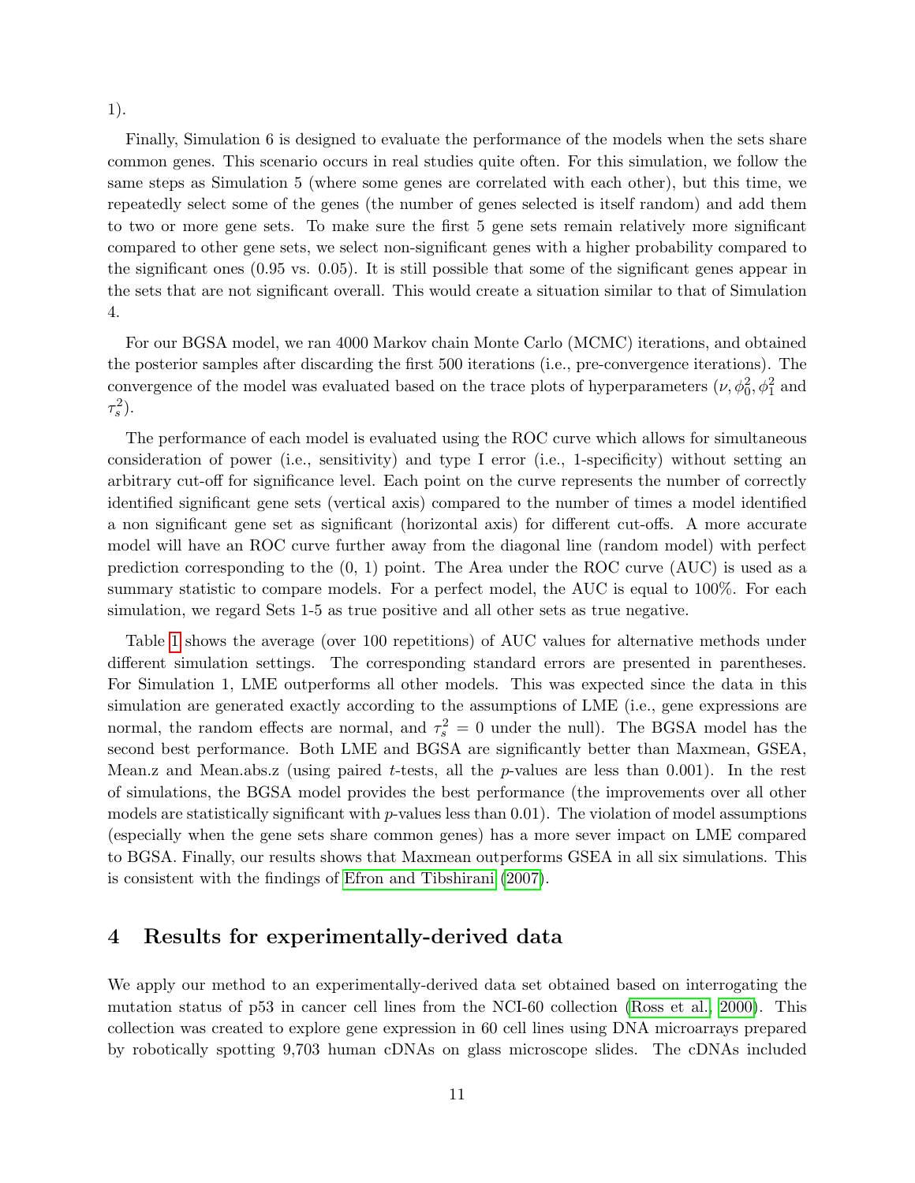1).

Finally, Simulation 6 is designed to evaluate the performance of the models when the sets share common genes. This scenario occurs in real studies quite often. For this simulation, we follow the same steps as Simulation 5 (where some genes are correlated with each other), but this time, we repeatedly select some of the genes (the number of genes selected is itself random) and add them to two or more gene sets. To make sure the first 5 gene sets remain relatively more significant compared to other gene sets, we select non-significant genes with a higher probability compared to the significant ones (0.95 vs. 0.05). It is still possible that some of the significant genes appear in the sets that are not significant overall. This would create a situation similar to that of Simulation 4.

For our BGSA model, we ran 4000 Markov chain Monte Carlo (MCMC) iterations, and obtained the posterior samples after discarding the first 500 iterations (i.e., pre-convergence iterations). The convergence of the model was evaluated based on the trace plots of hyperparameters ($\nu, \phi_0^2, \phi_1^2$ and $\tau_s^2$).

The performance of each model is evaluated using the ROC curve which allows for simultaneous consideration of power (i.e., sensitivity) and type I error (i.e., 1-specificity) without setting an arbitrary cut-off for significance level. Each point on the curve represents the number of correctly identified significant gene sets (vertical axis) compared to the number of times a model identified a non significant gene set as significant (horizontal axis) for different cut-offs. A more accurate model will have an ROC curve further away from the diagonal line (random model) with perfect prediction corresponding to the (0, 1) point. The Area under the ROC curve (AUC) is used as a summary statistic to compare models. For a perfect model, the AUC is equal to 100%. For each simulation, we regard Sets 1-5 as true positive and all other sets as true negative.

Table 1 shows the average (over 100 repetitions) of AUC values for alternative methods under different simulation settings. The corresponding standard errors are presented in parentheses. For Simulation 1, LME outperforms all other models. This was expected since the data in this simulation are generated exactly according to the assumptions of LME (i.e., gene expressions are normal, the random effects are normal, and $\tau_s^2 = 0$ under the null). The BGSA model has the second best performance. Both LME and BGSA are significantly better than Maxmean, GSEA, Mean.z and Mean.abs.z (using paired $t$-tests, all the $p$-values are less than 0.001). In the rest of simulations, the BGSA model provides the best performance (the improvements over all other models are statistically significant with $p$-values less than 0.01). The violation of model assumptions (especially when the gene sets share common genes) has a more sever impact on LME compared to BGSA. Finally, our results shows that Maxmean outperforms GSEA in all six simulations. This is consistent with the findings of Efron and Tibshirani (2007).

# 4 Results for experimentally-derived data

We apply our method to an experimentally-derived data set obtained based on interrogating the mutation status of p53 in cancer cell lines from the NCI-60 collection (Ross et al., 2000). This collection was created to explore gene expression in 60 cell lines using DNA microarrays prepared by robotically spotting 9,703 human cDNAs on glass microscope slides. The cDNAs included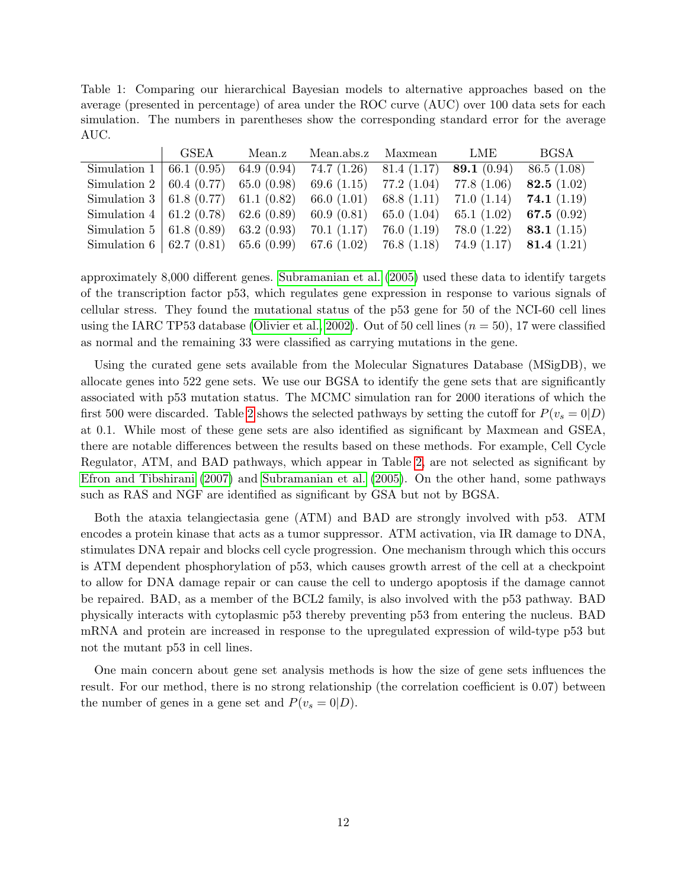Table 1: Comparing our hierarchical Bayesian models to alternative approaches based on the average (presented in percentage) of area under the ROC curve (AUC) over 100 data sets for each simulation. The numbers in parentheses show the corresponding standard error for the average AUC.

| | GSEA | Mean.z | Mean.abs.z | Maxmean | LME | BGSA |
|---|---|---|---|---|---|---|
| Simulation 1 | 66.1 (0.95) | 64.9 (0.94) | 74.7 (1.26) | 81.4 (1.17) | **89.1** (0.94) | 86.5 (1.08) |
| Simulation 2 | 60.4 (0.77) | 65.0 (0.98) | 69.6 (1.15) | 77.2 (1.04) | 77.8 (1.06) | **82.5** (1.02) |
| Simulation 3 | 61.8 (0.77) | 61.1 (0.82) | 66.0 (1.01) | 68.8 (1.11) | 71.0 (1.14) | **74.1** (1.19) |
| Simulation 4 | 61.2 (0.78) | 62.6 (0.89) | 60.9 (0.81) | 65.0 (1.04) | 65.1 (1.02) | **67.5** (0.92) |
| Simulation 5 | 61.8 (0.89) | 63.2 (0.93) | 70.1 (1.17) | 76.0 (1.19) | 78.0 (1.22) | **83.1** (1.15) |
| Simulation 6 | 62.7 (0.81) | 65.6 (0.99) | 67.6 (1.02) | 76.8 (1.18) | 74.9 (1.17) | **81.4** (1.21) |

approximately 8,000 different genes. Subramanian et al. (2005) used these data to identify targets of the transcription factor p53, which regulates gene expression in response to various signals of cellular stress. They found the mutational status of the p53 gene for 50 of the NCI-60 cell lines using the IARC TP53 database (Olivier et al., 2002). Out of 50 cell lines ($n = 50$), 17 were classified as normal and the remaining 33 were classified as carrying mutations in the gene.

Using the curated gene sets available from the Molecular Signatures Database (MSigDB), we allocate genes into 522 gene sets. We use our BGSA to identify the gene sets that are significantly associated with p53 mutation status. The MCMC simulation ran for 2000 iterations of which the first 500 were discarded. Table 2 shows the selected pathways by setting the cutoff for $P(v_s = 0|D)$ at 0.1. While most of these gene sets are also identified as significant by Maxmean and GSEA, there are notable differences between the results based on these methods. For example, Cell Cycle Regulator, ATM, and BAD pathways, which appear in Table 2, are not selected as significant by Efron and Tibshirani (2007) and Subramanian et al. (2005). On the other hand, some pathways such as RAS and NGF are identified as significant by GSA but not by BGSA.

Both the ataxia telangiectasia gene (ATM) and BAD are strongly involved with p53. ATM encodes a protein kinase that acts as a tumor suppressor. ATM activation, via IR damage to DNA, stimulates DNA repair and blocks cell cycle progression. One mechanism through which this occurs is ATM dependent phosphorylation of p53, which causes growth arrest of the cell at a checkpoint to allow for DNA damage repair or can cause the cell to undergo apoptosis if the damage cannot be repaired. BAD, as a member of the BCL2 family, is also involved with the p53 pathway. BAD physically interacts with cytoplasmic p53 thereby preventing p53 from entering the nucleus. BAD mRNA and protein are increased in response to the upregulated expression of wild-type p53 but not the mutant p53 in cell lines.

One main concern about gene set analysis methods is how the size of gene sets influences the result. For our method, there is no strong relationship (the correlation coefficient is 0.07) between the number of genes in a gene set and $P(v_s = 0|D)$.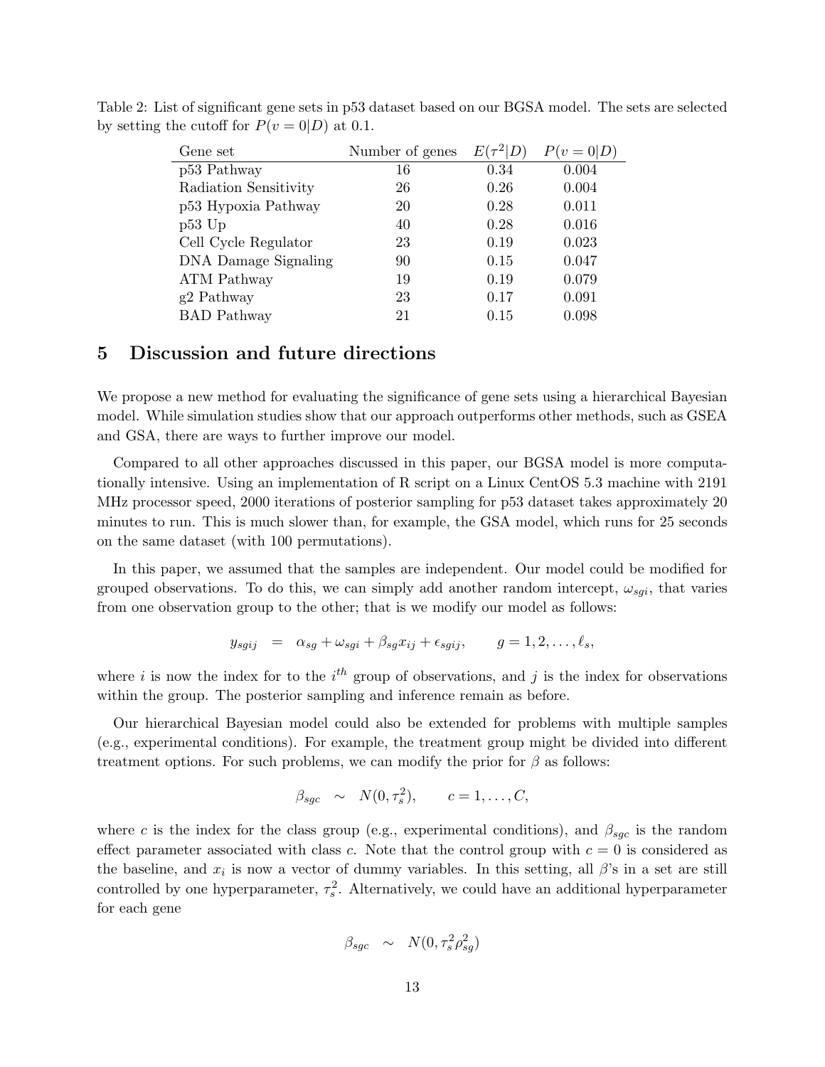Table 2: List of significant gene sets in p53 dataset based on our BGSA model. The sets are selected by setting the cutoff for $P(v = 0|D)$ at 0.1.

| Gene set | Number of genes | $E(\tau^2|D)$ | $P(v = 0|D)$ |
|---|---|---|---|
| p53 Pathway | 16 | 0.34 | 0.004 |
| Radiation Sensitivity | 26 | 0.26 | 0.004 |
| p53 Hypoxia Pathway | 20 | 0.28 | 0.011 |
| p53 Up | 40 | 0.28 | 0.016 |
| Cell Cycle Regulator | 23 | 0.19 | 0.023 |
| DNA Damage Signaling | 90 | 0.15 | 0.047 |
| ATM Pathway | 19 | 0.19 | 0.079 |
| g2 Pathway | 23 | 0.17 | 0.091 |
| BAD Pathway | 21 | 0.15 | 0.098 |

## 5 Discussion and future directions

We propose a new method for evaluating the significance of gene sets using a hierarchical Bayesian model. While simulation studies show that our approach outperforms other methods, such as GSEA and GSA, there are ways to further improve our model.

Compared to all other approaches discussed in this paper, our BGSA model is more computationally intensive. Using an implementation of R script on a Linux CentOS 5.3 machine with 2191 MHz processor speed, 2000 iterations of posterior sampling for p53 dataset takes approximately 20 minutes to run. This is much slower than, for example, the GSA model, which runs for 25 seconds on the same dataset (with 100 permutations).

In this paper, we assumed that the samples are independent. Our model could be modified for grouped observations. To do this, we can simply add another random intercept, $\omega_{sgi}$, that varies from one observation group to the other; that is we modify our model as follows:

$$y_{sgij} = \alpha_{sg} + \omega_{sgi} + \beta_{sg}x_{ij} + \epsilon_{sgij}, \qquad g = 1, 2, \ldots, \ell_s,$$

where $i$ is now the index for to the $i^{th}$ group of observations, and $j$ is the index for observations within the group. The posterior sampling and inference remain as before.

Our hierarchical Bayesian model could also be extended for problems with multiple samples (e.g., experimental conditions). For example, the treatment group might be divided into different treatment options. For such problems, we can modify the prior for $\beta$ as follows:

$$\beta_{sgc} \sim N(0, \tau_s^2), \qquad c = 1, \ldots, C,$$

where $c$ is the index for the class group (e.g., experimental conditions), and $\beta_{sgc}$ is the random effect parameter associated with class $c$. Note that the control group with $c = 0$ is considered as the baseline, and $x_i$ is now a vector of dummy variables. In this setting, all $\beta$'s in a set are still controlled by one hyperparameter, $\tau_s^2$. Alternatively, we could have an additional hyperparameter for each gene

$$\beta_{sgc} \sim N(0, \tau_s^2 \rho_{sg}^2)$$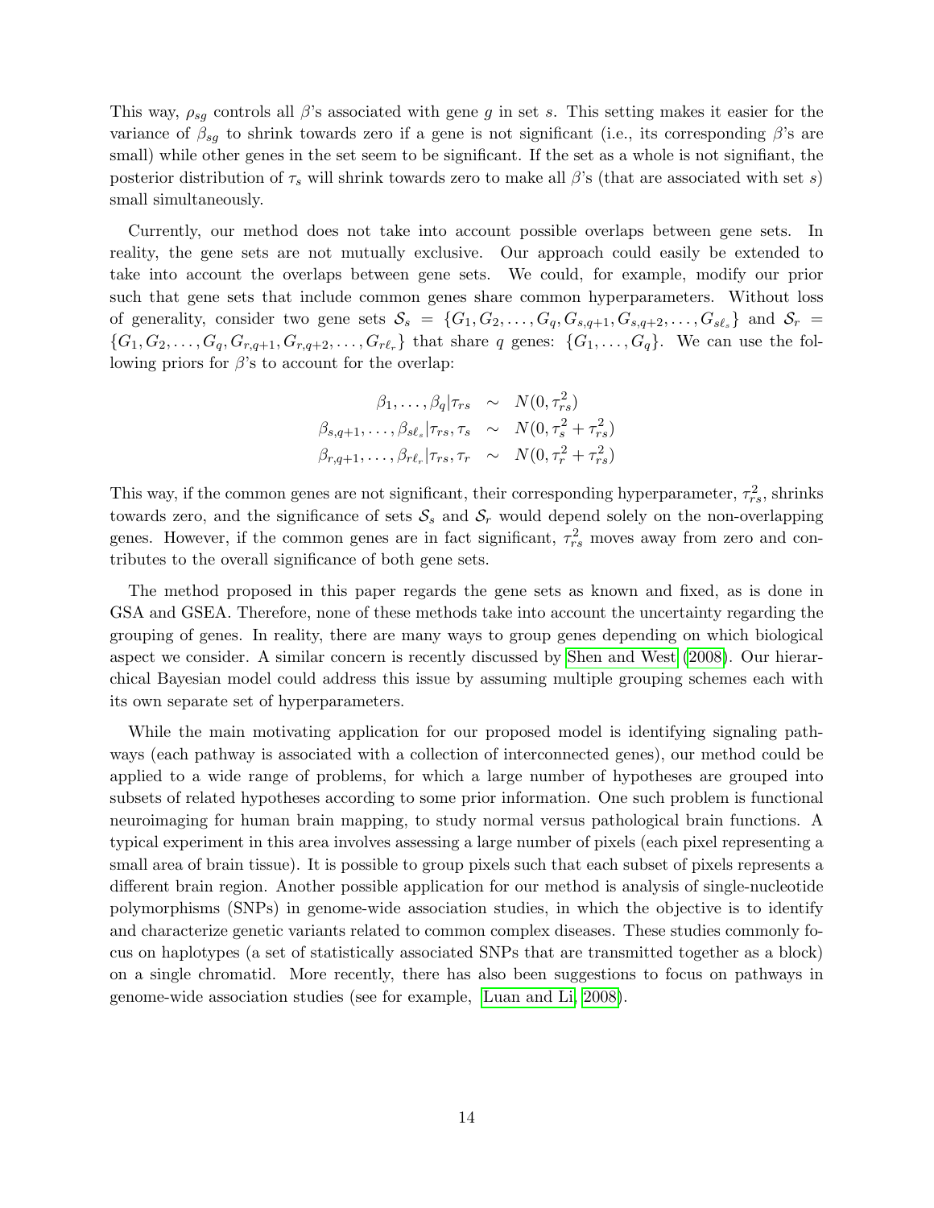This way, $\rho_{sg}$ controls all $\beta$'s associated with gene $g$ in set $s$. This setting makes it easier for the variance of $\beta_{sg}$ to shrink towards zero if a gene is not significant (i.e., its corresponding $\beta$'s are small) while other genes in the set seem to be significant. If the set as a whole is not signifiant, the posterior distribution of $\tau_s$ will shrink towards zero to make all $\beta$'s (that are associated with set $s$) small simultaneously.

Currently, our method does not take into account possible overlaps between gene sets. In reality, the gene sets are not mutually exclusive. Our approach could easily be extended to take into account the overlaps between gene sets. We could, for example, modify our prior such that gene sets that include common genes share common hyperparameters. Without loss of generality, consider two gene sets $\mathcal{S}_s = \{G_1, G_2, \ldots, G_q, G_{s,q+1}, G_{s,q+2}, \ldots, G_{s\ell_s}\}$ and $\mathcal{S}_r = \{G_1, G_2, \ldots, G_q, G_{r,q+1}, G_{r,q+2}, \ldots, G_{r\ell_r}\}$ that share $q$ genes: $\{G_1, \ldots, G_q\}$. We can use the following priors for $\beta$'s to account for the overlap:

$$
\begin{aligned}
\beta_1, \ldots, \beta_q | \tau_{rs} &\sim N(0, \tau_{rs}^2) \\
\beta_{s,q+1}, \ldots, \beta_{s\ell_s} | \tau_{rs}, \tau_s &\sim N(0, \tau_s^2 + \tau_{rs}^2) \\
\beta_{r,q+1}, \ldots, \beta_{r\ell_r} | \tau_{rs}, \tau_r &\sim N(0, \tau_r^2 + \tau_{rs}^2)
\end{aligned}
$$

This way, if the common genes are not significant, their corresponding hyperparameter, $\tau_{rs}^2$, shrinks towards zero, and the significance of sets $\mathcal{S}_s$ and $\mathcal{S}_r$ would depend solely on the non-overlapping genes. However, if the common genes are in fact significant, $\tau_{rs}^2$ moves away from zero and contributes to the overall significance of both gene sets.

The method proposed in this paper regards the gene sets as known and fixed, as is done in GSA and GSEA. Therefore, none of these methods take into account the uncertainty regarding the grouping of genes. In reality, there are many ways to group genes depending on which biological aspect we consider. A similar concern is recently discussed by Shen and West (2008). Our hierarchical Bayesian model could address this issue by assuming multiple grouping schemes each with its own separate set of hyperparameters.

While the main motivating application for our proposed model is identifying signaling pathways (each pathway is associated with a collection of interconnected genes), our method could be applied to a wide range of problems, for which a large number of hypotheses are grouped into subsets of related hypotheses according to some prior information. One such problem is functional neuroimaging for human brain mapping, to study normal versus pathological brain functions. A typical experiment in this area involves assessing a large number of pixels (each pixel representing a small area of brain tissue). It is possible to group pixels such that each subset of pixels represents a different brain region. Another possible application for our method is analysis of single-nucleotide polymorphisms (SNPs) in genome-wide association studies, in which the objective is to identify and characterize genetic variants related to common complex diseases. These studies commonly focus on haplotypes (a set of statistically associated SNPs that are transmitted together as a block) on a single chromatid. More recently, there has also been suggestions to focus on pathways in genome-wide association studies (see for example, Luan and Li, 2008).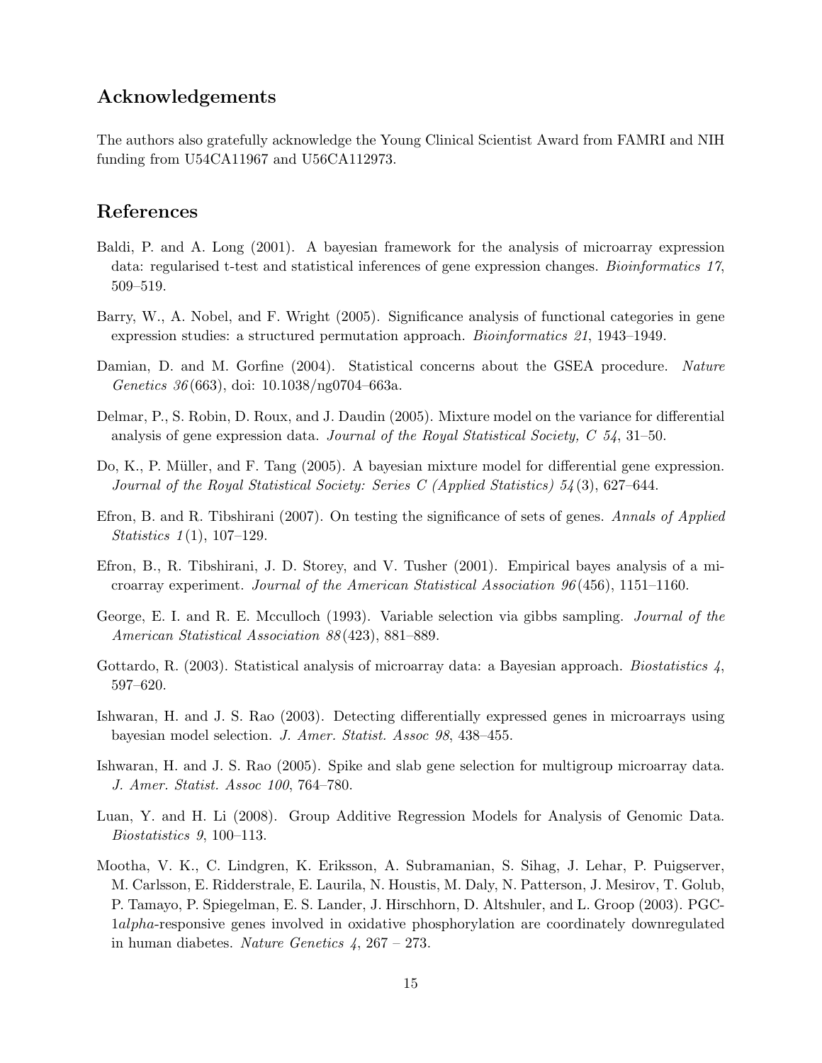## Acknowledgements

The authors also gratefully acknowledge the Young Clinical Scientist Award from FAMRI and NIH funding from U54CA11967 and U56CA112973.

## References

Baldi, P. and A. Long (2001). A bayesian framework for the analysis of microarray expression data: regularised t-test and statistical inferences of gene expression changes. *Bioinformatics 17*, 509–519.

Barry, W., A. Nobel, and F. Wright (2005). Significance analysis of functional categories in gene expression studies: a structured permutation approach. *Bioinformatics 21*, 1943–1949.

Damian, D. and M. Gorfine (2004). Statistical concerns about the GSEA procedure. *Nature Genetics 36*(663), doi: 10.1038/ng0704–663a.

Delmar, P., S. Robin, D. Roux, and J. Daudin (2005). Mixture model on the variance for differential analysis of gene expression data. *Journal of the Royal Statistical Society, C 54*, 31–50.

Do, K., P. Müller, and F. Tang (2005). A bayesian mixture model for differential gene expression. *Journal of the Royal Statistical Society: Series C (Applied Statistics) 54*(3), 627–644.

Efron, B. and R. Tibshirani (2007). On testing the significance of sets of genes. *Annals of Applied Statistics 1*(1), 107–129.

Efron, B., R. Tibshirani, J. D. Storey, and V. Tusher (2001). Empirical bayes analysis of a microarray experiment. *Journal of the American Statistical Association 96*(456), 1151–1160.

George, E. I. and R. E. Mcculloch (1993). Variable selection via gibbs sampling. *Journal of the American Statistical Association 88*(423), 881–889.

Gottardo, R. (2003). Statistical analysis of microarray data: a Bayesian approach. *Biostatistics 4*, 597–620.

Ishwaran, H. and J. S. Rao (2003). Detecting differentially expressed genes in microarrays using bayesian model selection. *J. Amer. Statist. Assoc 98*, 438–455.

Ishwaran, H. and J. S. Rao (2005). Spike and slab gene selection for multigroup microarray data. *J. Amer. Statist. Assoc 100*, 764–780.

Luan, Y. and H. Li (2008). Group Additive Regression Models for Analysis of Genomic Data. *Biostatistics 9*, 100–113.

Mootha, V. K., C. Lindgren, K. Eriksson, A. Subramanian, S. Sihag, J. Lehar, P. Puigserver, M. Carlsson, E. Ridderstrale, E. Laurila, N. Houstis, M. Daly, N. Patterson, J. Mesirov, T. Golub, P. Tamayo, P. Spiegelman, E. S. Lander, J. Hirschhorn, D. Altshuler, and L. Groop (2003). PGC-1*alpha*-responsive genes involved in oxidative phosphorylation are coordinately downregulated in human diabetes. *Nature Genetics 4*, 267 – 273.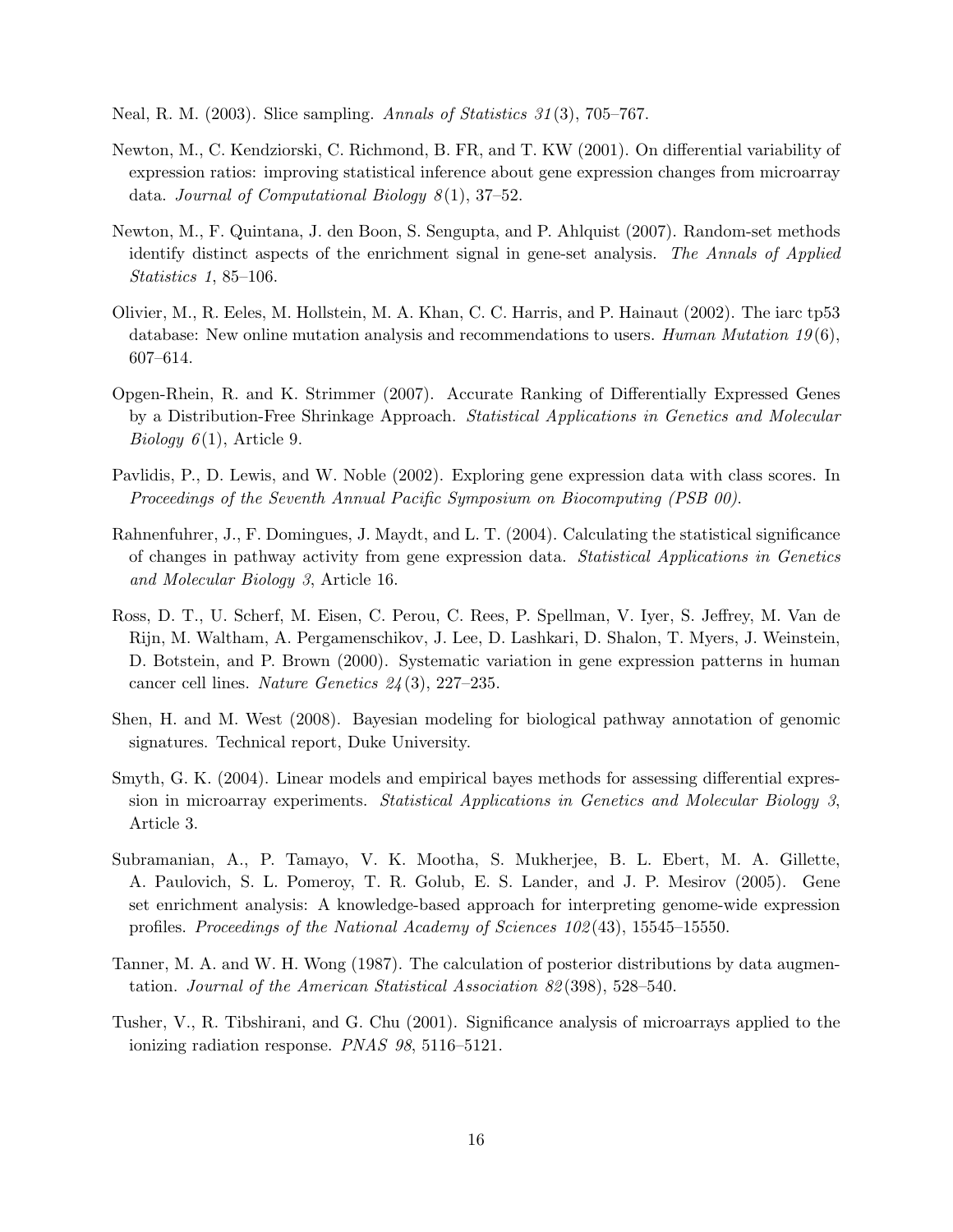Neal, R. M. (2003). Slice sampling. *Annals of Statistics 31*(3), 705–767.

Newton, M., C. Kendziorski, C. Richmond, B. FR, and T. KW (2001). On differential variability of expression ratios: improving statistical inference about gene expression changes from microarray data. *Journal of Computational Biology 8*(1), 37–52.

Newton, M., F. Quintana, J. den Boon, S. Sengupta, and P. Ahlquist (2007). Random-set methods identify distinct aspects of the enrichment signal in gene-set analysis. *The Annals of Applied Statistics 1*, 85–106.

Olivier, M., R. Eeles, M. Hollstein, M. A. Khan, C. C. Harris, and P. Hainaut (2002). The iarc tp53 database: New online mutation analysis and recommendations to users. *Human Mutation 19*(6), 607–614.

Opgen-Rhein, R. and K. Strimmer (2007). Accurate Ranking of Differentially Expressed Genes by a Distribution-Free Shrinkage Approach. *Statistical Applications in Genetics and Molecular Biology 6*(1), Article 9.

Pavlidis, P., D. Lewis, and W. Noble (2002). Exploring gene expression data with class scores. In *Proceedings of the Seventh Annual Pacific Symposium on Biocomputing (PSB 00)*.

Rahnenfuhrer, J., F. Domingues, J. Maydt, and L. T. (2004). Calculating the statistical significance of changes in pathway activity from gene expression data. *Statistical Applications in Genetics and Molecular Biology 3*, Article 16.

Ross, D. T., U. Scherf, M. Eisen, C. Perou, C. Rees, P. Spellman, V. Iyer, S. Jeffrey, M. Van de Rijn, M. Waltham, A. Pergamenschikov, J. Lee, D. Lashkari, D. Shalon, T. Myers, J. Weinstein, D. Botstein, and P. Brown (2000). Systematic variation in gene expression patterns in human cancer cell lines. *Nature Genetics 24*(3), 227–235.

Shen, H. and M. West (2008). Bayesian modeling for biological pathway annotation of genomic signatures. Technical report, Duke University.

Smyth, G. K. (2004). Linear models and empirical bayes methods for assessing differential expression in microarray experiments. *Statistical Applications in Genetics and Molecular Biology 3*, Article 3.

Subramanian, A., P. Tamayo, V. K. Mootha, S. Mukherjee, B. L. Ebert, M. A. Gillette, A. Paulovich, S. L. Pomeroy, T. R. Golub, E. S. Lander, and J. P. Mesirov (2005). Gene set enrichment analysis: A knowledge-based approach for interpreting genome-wide expression profiles. *Proceedings of the National Academy of Sciences 102*(43), 15545–15550.

Tanner, M. A. and W. H. Wong (1987). The calculation of posterior distributions by data augmentation. *Journal of the American Statistical Association 82*(398), 528–540.

Tusher, V., R. Tibshirani, and G. Chu (2001). Significance analysis of microarrays applied to the ionizing radiation response. *PNAS 98*, 5116–5121.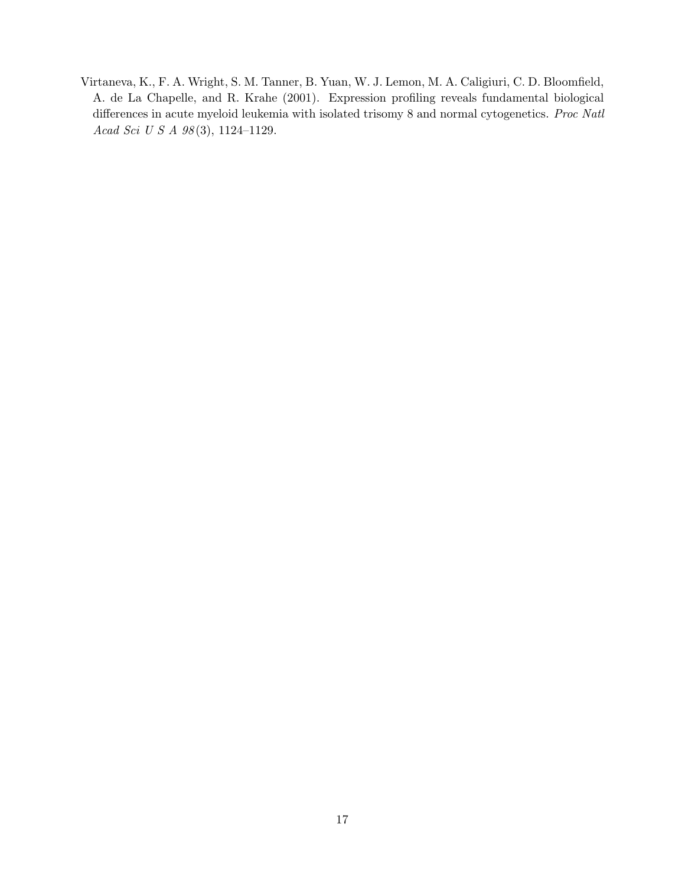Virtaneva, K., F. A. Wright, S. M. Tanner, B. Yuan, W. J. Lemon, M. A. Caligiuri, C. D. Bloomfield, A. de La Chapelle, and R. Krahe (2001). Expression profiling reveals fundamental biological differences in acute myeloid leukemia with isolated trisomy 8 and normal cytogenetics. *Proc Natl Acad Sci U S A 98*(3), 1124–1129.